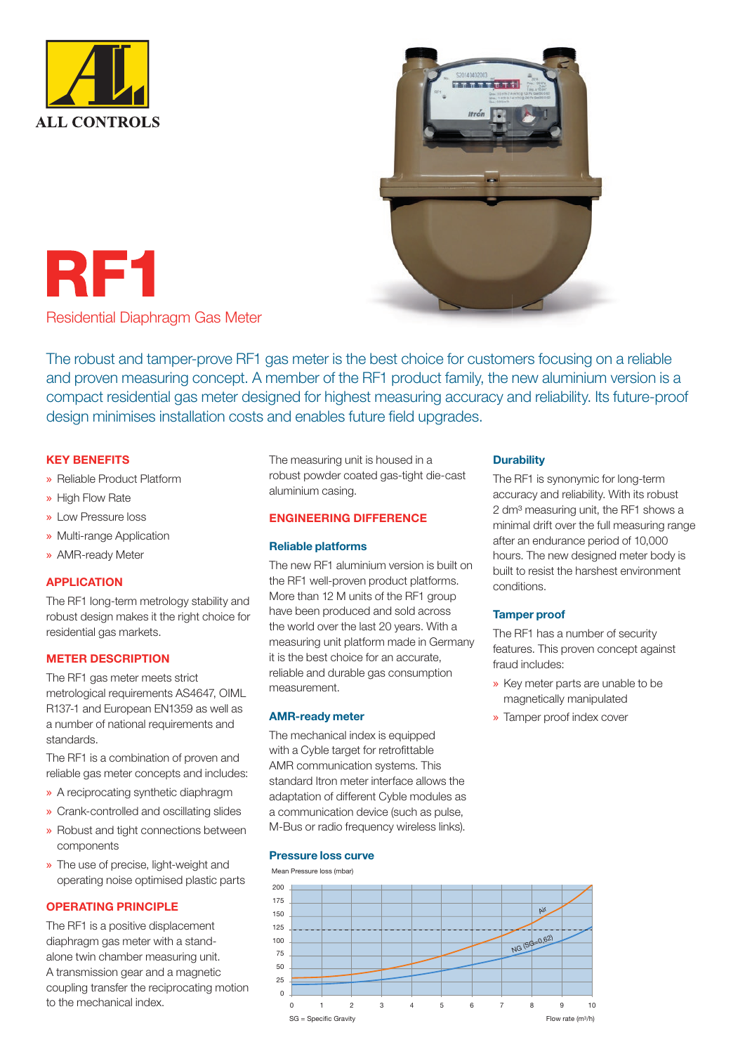ALL CONTROLS

# RF1

Residential Diaphragm Gas Meter

The robust and tamper-prove RF1 gas meter is the best choice for customers focusing on a reliable and proven measuring concept. A member of the RF1 product family, the new aluminium version is a compact residential gas meter designed for highest measuring accuracy and reliability. Its future-proof design minimises installation costs and enables future field upgrades.

## KEY BENEFITS

- Reliable Product Platform
- High Flow Rate
- Low Pressure loss
- Multi-range Application
- AMR-ready Meter

## APPLICATION

The RF1 long-term metrology stability and robust design makes it the right choice for residential gas markets.

## METER DESCRIPTION

The RF1 gas meter meets strict metrological requirements AS4647, OIML R137-1 and European EN1359 as well as a number of national requirements and standards.

The RF1 is a combination of proven and reliable gas meter concepts and includes:

- A reciprocating synthetic diaphragm
- Crank-controlled and oscillating slides
- Robust and tight connections between components
- The use of precise, light-weight and operating noise optimised plastic parts

## OPERATING PRINCIPLE

The RF1 is a positive displacement diaphragm gas meter with a stand-alone twin chamber measuring unit. A transmission gear and a magnetic coupling transfer the reciprocating motion to the mechanical index.

The measuring unit is housed in a robust powder coated gas-tight die-cast aluminium casing.

## ENGINEERING DIFFERENCE

### Reliable platforms

The new RF1 aluminium version is built on the RF1 well-proven product platforms. More than 12 M units of the RF1 group have been produced and sold across the world over the last 20 years. With a measuring unit platform made in Germany it is the best choice for an accurate, reliable and durable gas consumption measurement.

### AMR-ready meter

The mechanical index is equipped with a Cyble target for retrofittable AMR communication systems. This standard Itron meter interface allows the adaptation of different Cyble modules as a communication device (such as pulse, M-Bus or radio frequency wireless links).

### Pressure loss curve

Mean Pressure loss (mbar)

Y axis: 0, 25, 50, 75, 100, 125, 150, 175, 200

X axis: Flow rate (m³/h) 0–10

Curves: Air; NG (SG=0,62)

SG = Specific Gravity

### Durability

The RF1 is synonymic for long-term accuracy and reliability. With its robust 2 dm³ measuring unit, the RF1 shows a minimal drift over the full measuring range after an endurance period of 10,000 hours. The new designed meter body is built to resist the harshest environment conditions.

### Tamper proof

The RF1 has a number of security features. This proven concept against fraud includes:

- Key meter parts are unable to be magnetically manipulated
- Tamper proof index cover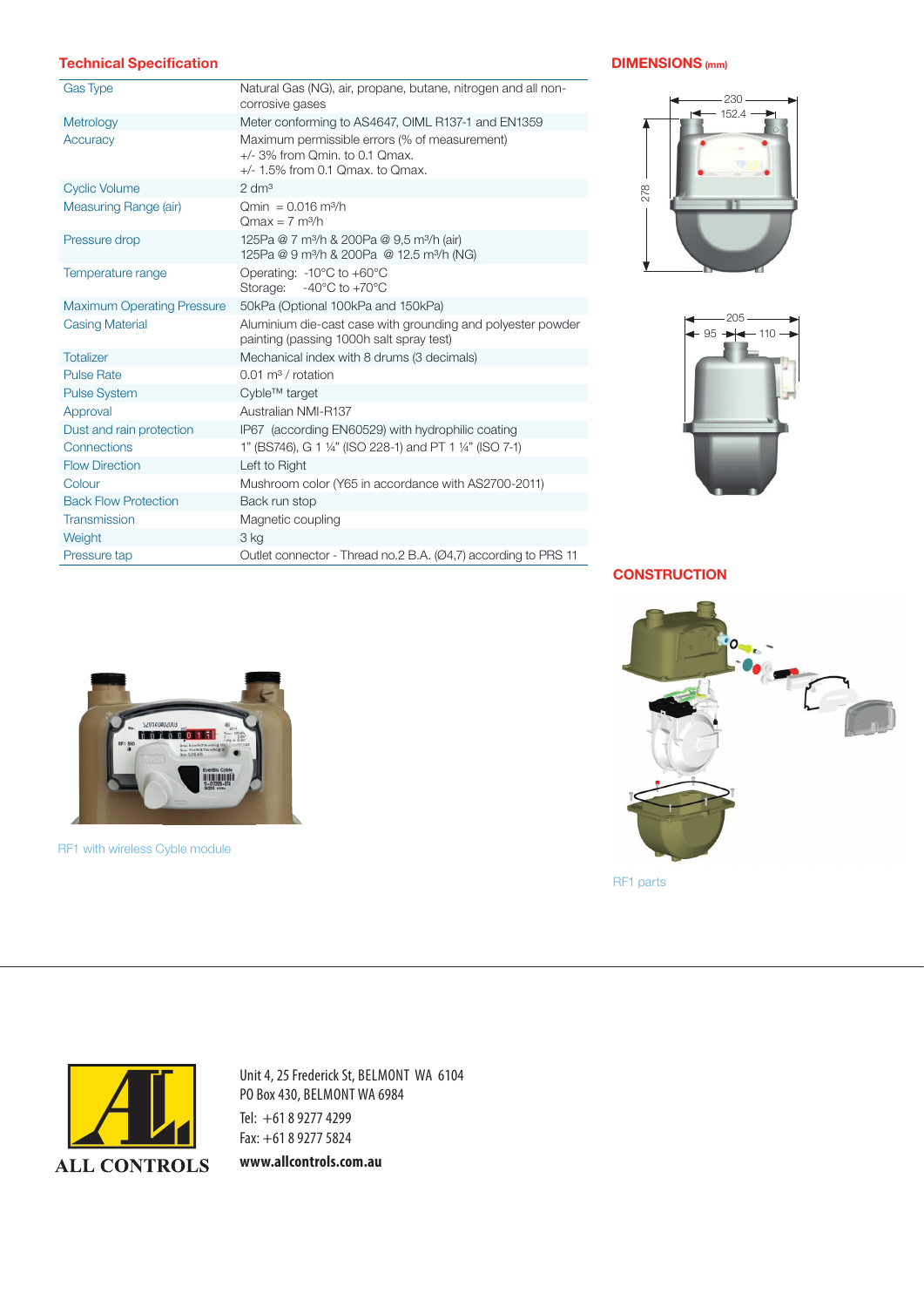## Technical Specification

| | |
|---|---|
| Gas Type | Natural Gas (NG), air, propane, butane, nitrogen and all non-corrosive gases |
| Metrology | Meter conforming to AS4647, OIML R137-1 and EN1359 |
| Accuracy | Maximum permissible errors (% of measurement)<br>+/- 3% from Qmin. to 0.1 Qmax.<br>+/- 1.5% from 0.1 Qmax. to Qmax. |
| Cyclic Volume | 2 $dm^3$ |
| Measuring Range (air) | Qmin = 0.016 $m^3/h$<br>Qmax = 7 $m^3/h$ |
| Pressure drop | 125Pa @ 7 $m^3/h$ & 200Pa @ 9,5 $m^3/h$ (air)<br>125Pa @ 9 $m^3/h$ & 200Pa @ 12.5 $m^3/h$ (NG) |
| Temperature range | Operating: -10°C to +60°C<br>Storage: -40°C to +70°C |
| Maximum Operating Pressure | 50kPa (Optional 100kPa and 150kPa) |
| Casing Material | Aluminium die-cast case with grounding and polyester powder painting (passing 1000h salt spray test) |
| Totalizer | Mechanical index with 8 drums (3 decimals) |
| Pulse Rate | 0.01 $m^3$ / rotation |
| Pulse System | Cyble™ target |
| Approval | Australian NMI-R137 |
| Dust and rain protection | IP67 (according EN60529) with hydrophilic coating |
| Connections | 1" (BS746), G 1 ¼" (ISO 228-1) and PT 1 ¼" (ISO 7-1) |
| Flow Direction | Left to Right |
| Colour | Mushroom color (Y65 in accordance with AS2700-2011) |
| Back Flow Protection | Back run stop |
| Transmission | Magnetic coupling |
| Weight | 3 kg |
| Pressure tap | Outlet connector - Thread no.2 B.A. (Ø4,7) according to PRS 11 |

RF1 with wireless Cyble module

## DIMENSIONS (mm)

230
152.4
278

205
95
110

## CONSTRUCTION

RF1 parts

ALL CONTROLS

Unit 4, 25 Frederick St, BELMONT WA 6104
PO Box 430, BELMONT WA 6984
Tel: +61 8 9277 4299
Fax: +61 8 9277 5824
**www.allcontrols.com.au**